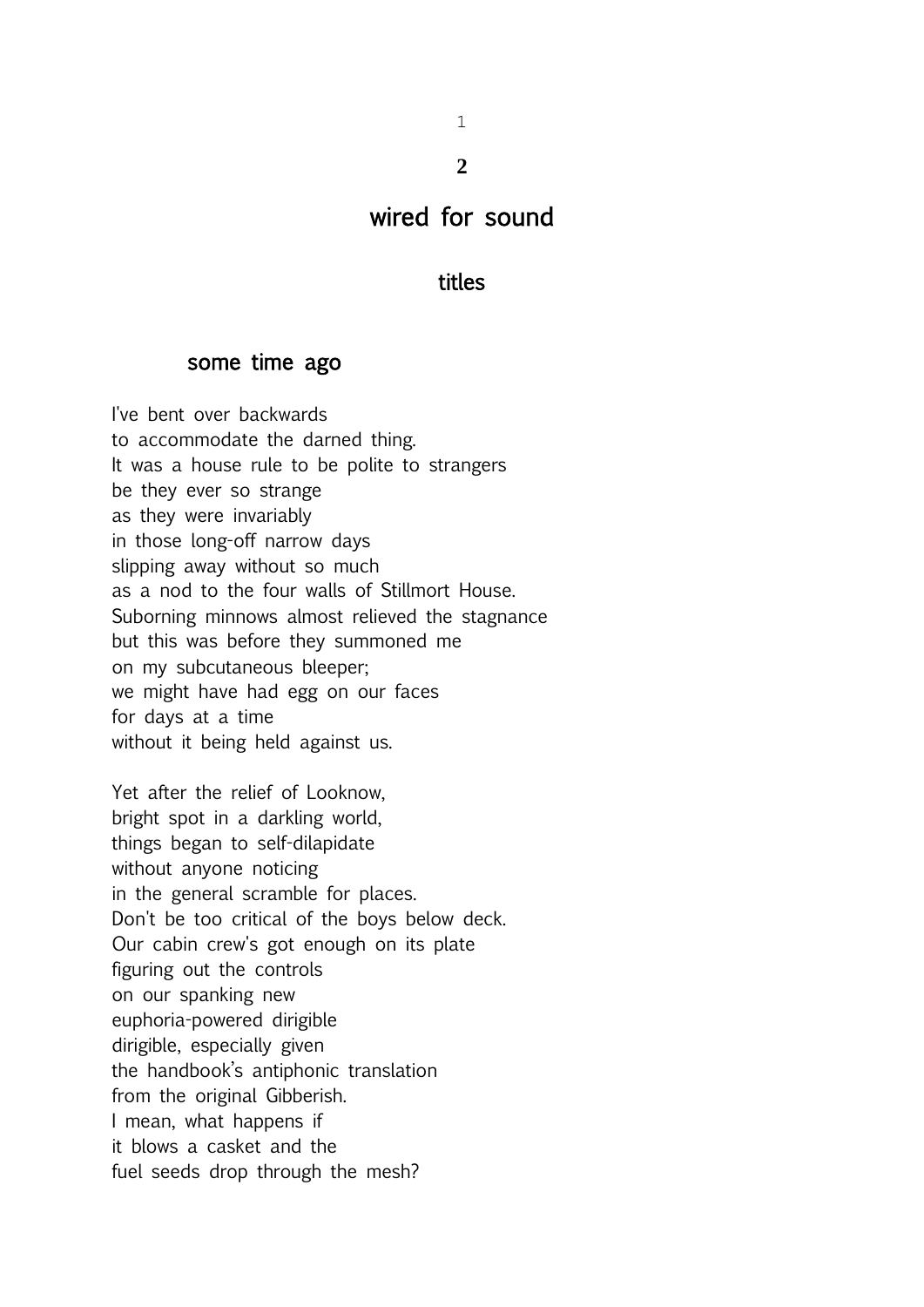**2**

# wired for sound

## titles

### some time ago

I've bent over backwards
to accommodate the darned thing.
It was a house rule to be polite to strangers
be they ever so strange
as they were invariably
in those long-off narrow days
slipping away without so much
as a nod to the four walls of Stillmort House.
Suborning minnows almost relieved the stagnance
but this was before they summoned me
on my subcutaneous bleeper;
we might have had egg on our faces
for days at a time
without it being held against us.

Yet after the relief of Looknow,
bright spot in a darkling world,
things began to self-dilapidate
without anyone noticing
in the general scramble for places.
Don't be too critical of the boys below deck.
Our cabin crew's got enough on its plate
figuring out the controls
on our spanking new
euphoria-powered dirigible
dirigible, especially given
the handbook's antiphonic translation
from the original Gibberish.
I mean, what happens if
it blows a casket and the
fuel seeds drop through the mesh?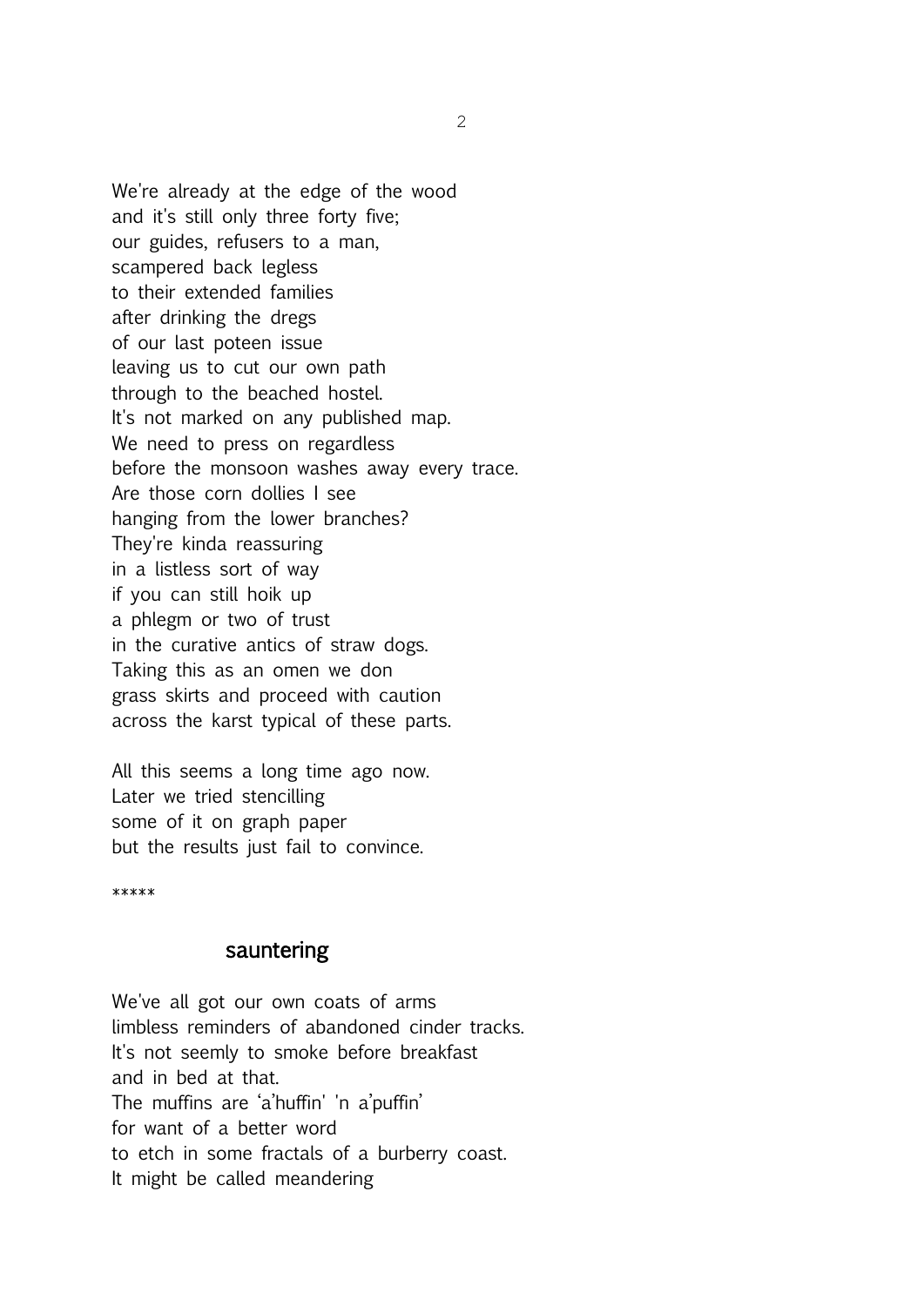We're already at the edge of the wood  
and it's still only three forty five;  
our guides, refusers to a man,  
scampered back legless  
to their extended families  
after drinking the dregs  
of our last poteen issue  
leaving us to cut our own path  
through to the beached hostel.  
It's not marked on any published map.  
We need to press on regardless  
before the monsoon washes away every trace.  
Are those corn dollies I see  
hanging from the lower branches?  
They're kinda reassuring  
in a listless sort of way  
if you can still hoik up  
a phlegm or two of trust  
in the curative antics of straw dogs.  
Taking this as an omen we don  
grass skirts and proceed with caution  
across the karst typical of these parts.

All this seems a long time ago now.  
Later we tried stencilling  
some of it on graph paper  
but the results just fail to convince.

*****

## sauntering

We've all got our own coats of arms  
limbless reminders of abandoned cinder tracks.  
It's not seemly to smoke before breakfast  
and in bed at that.  
The muffins are 'a'huffin' 'n a'puffin'  
for want of a better word  
to etch in some fractals of a burberry coast.  
It might be called meandering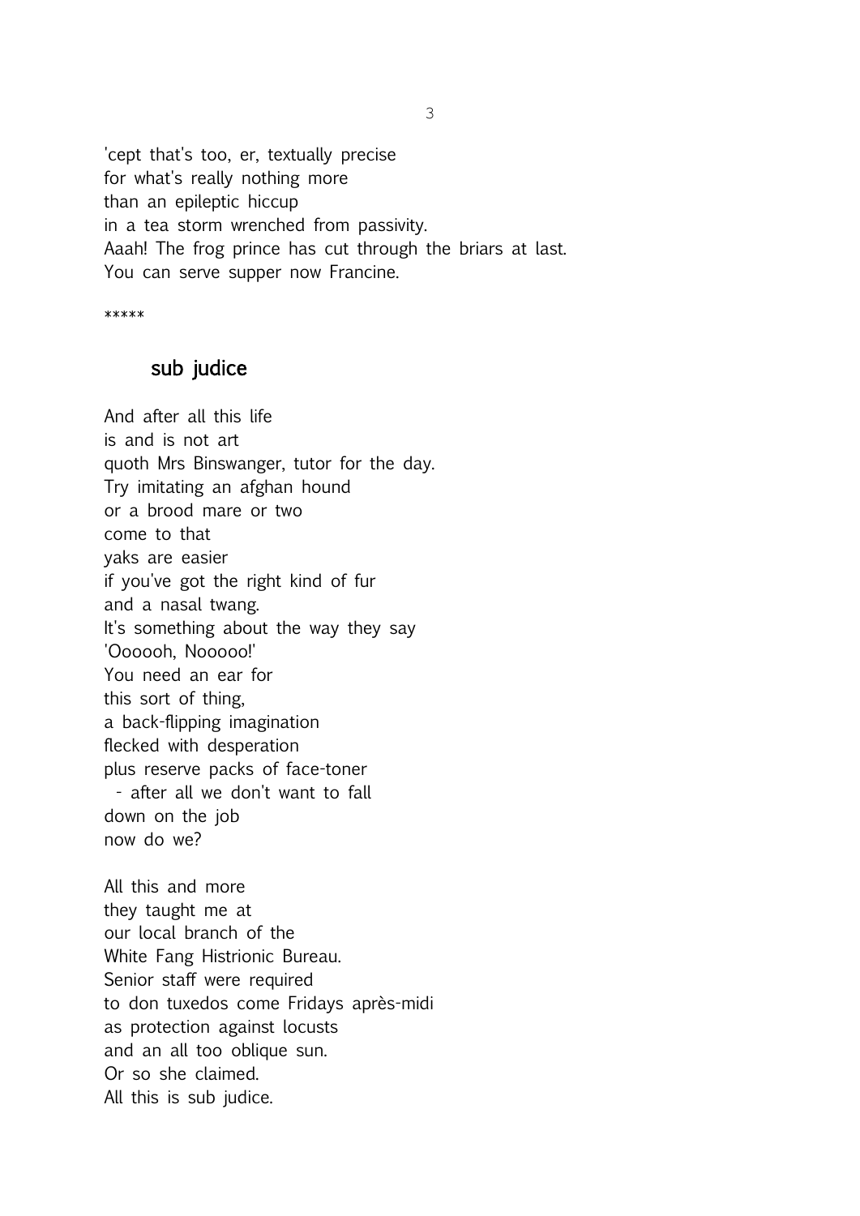'cept that's too, er, textually precise  
for what's really nothing more  
than an epileptic hiccup  
in a tea storm wrenched from passivity.  
Aaah! The frog prince has cut through the briars at last.  
You can serve supper now Francine.

*****

## sub judice

And after all this life  
is and is not art  
quoth Mrs Binswanger, tutor for the day.  
Try imitating an afghan hound  
or a brood mare or two  
come to that  
yaks are easier  
if you've got the right kind of fur  
and a nasal twang.  
It's something about the way they say  
'Oooooh, Nooooo!'  
You need an ear for  
this sort of thing,  
a back-flipping imagination  
flecked with desperation  
plus reserve packs of face-toner  
 - after all we don't want to fall  
down on the job  
now do we?

All this and more  
they taught me at  
our local branch of the  
White Fang Histrionic Bureau.  
Senior staff were required  
to don tuxedos come Fridays après-midi  
as protection against locusts  
and an all too oblique sun.  
Or so she claimed.  
All this is sub judice.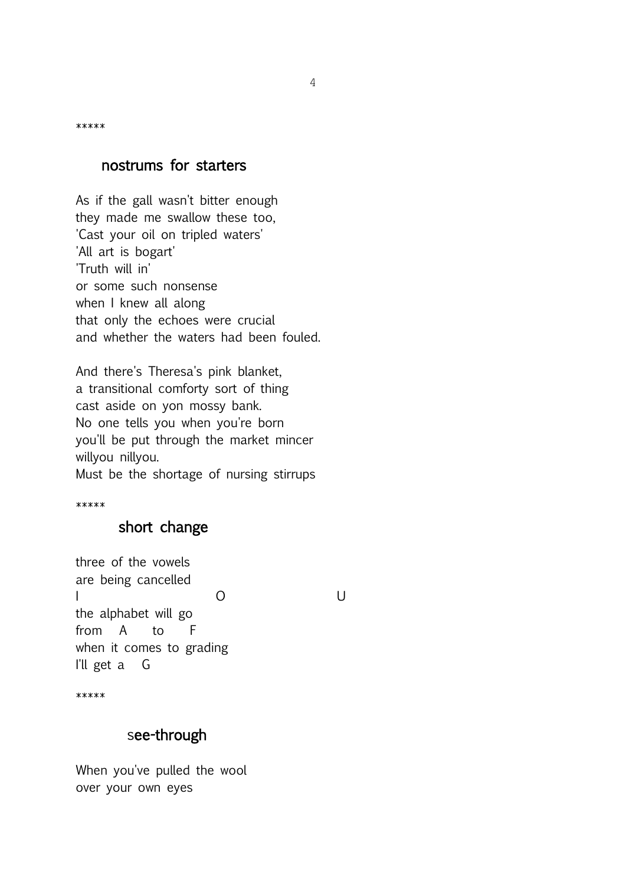*****

## nostrums for starters

As if the gall wasn't bitter enough  
they made me swallow these too,  
'Cast your oil on tripled waters'  
'All art is bogart'  
'Truth will in'  
or some such nonsense  
when I knew all along  
that only the echoes were crucial  
and whether the waters had been fouled.

And there's Theresa's pink blanket,  
a transitional comforty sort of thing  
cast aside on yon mossy bank.  
No one tells you when you're born  
you'll be put through the market mincer  
willyou nillyou.  
Must be the shortage of nursing stirrups

*****

## short change

three of the vowels  
are being cancelled  
I                    O                    U  
the alphabet will go  
from   A   to   F  
when it comes to grading  
I'll get a   G

*****

## see-through

When you've pulled the wool  
over your own eyes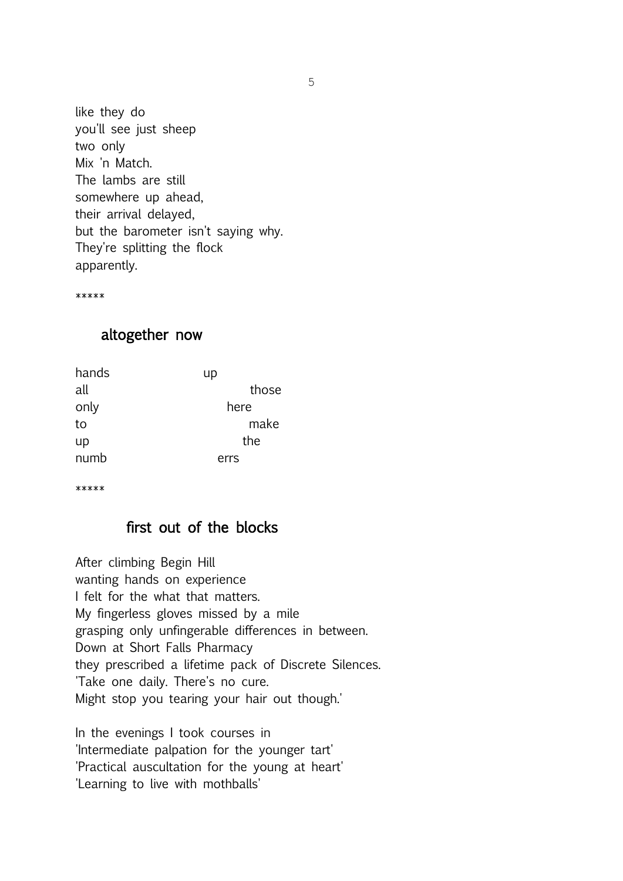like they do  
you'll see just sheep  
two only  
Mix 'n Match.  
The lambs are still  
somewhere up ahead,  
their arrival delayed,  
but the barometer isn't saying why.  
They're splitting the flock  
apparently.

*****

## altogether now

```
hands              up
all                    those
only                 here
to                      make
up                     the
numb               errs
```

*****

## first out of the blocks

After climbing Begin Hill  
wanting hands on experience  
I felt for the what that matters.  
My fingerless gloves missed by a mile  
grasping only unfingerable differences in between.  
Down at Short Falls Pharmacy  
they prescribed a lifetime pack of Discrete Silences.  
'Take one daily. There's no cure.  
Might stop you tearing your hair out though.'

In the evenings I took courses in  
'Intermediate palpation for the younger tart'  
'Practical auscultation for the young at heart'  
'Learning to live with mothballs'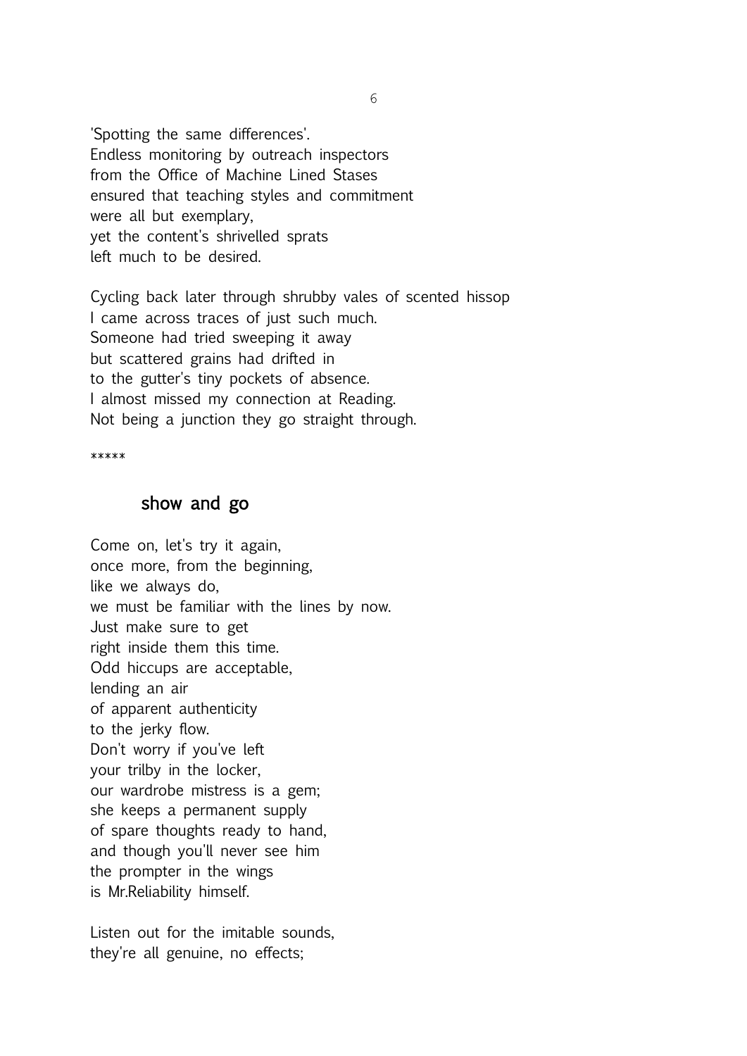'Spotting the same differences'.
Endless monitoring by outreach inspectors
from the Office of Machine Lined Stases
ensured that teaching styles and commitment
were all but exemplary,
yet the content's shrivelled sprats
left much to be desired.

Cycling back later through shrubby vales of scented hissop
I came across traces of just such much.
Someone had tried sweeping it away
but scattered grains had drifted in
to the gutter's tiny pockets of absence.
I almost missed my connection at Reading.
Not being a junction they go straight through.

*****

## show and go

Come on, let's try it again,
once more, from the beginning,
like we always do,
we must be familiar with the lines by now.
Just make sure to get
right inside them this time.
Odd hiccups are acceptable,
lending an air
of apparent authenticity
to the jerky flow.
Don't worry if you've left
your trilby in the locker,
our wardrobe mistress is a gem;
she keeps a permanent supply
of spare thoughts ready to hand,
and though you'll never see him
the prompter in the wings
is Mr.Reliability himself.

Listen out for the imitable sounds,
they're all genuine, no effects;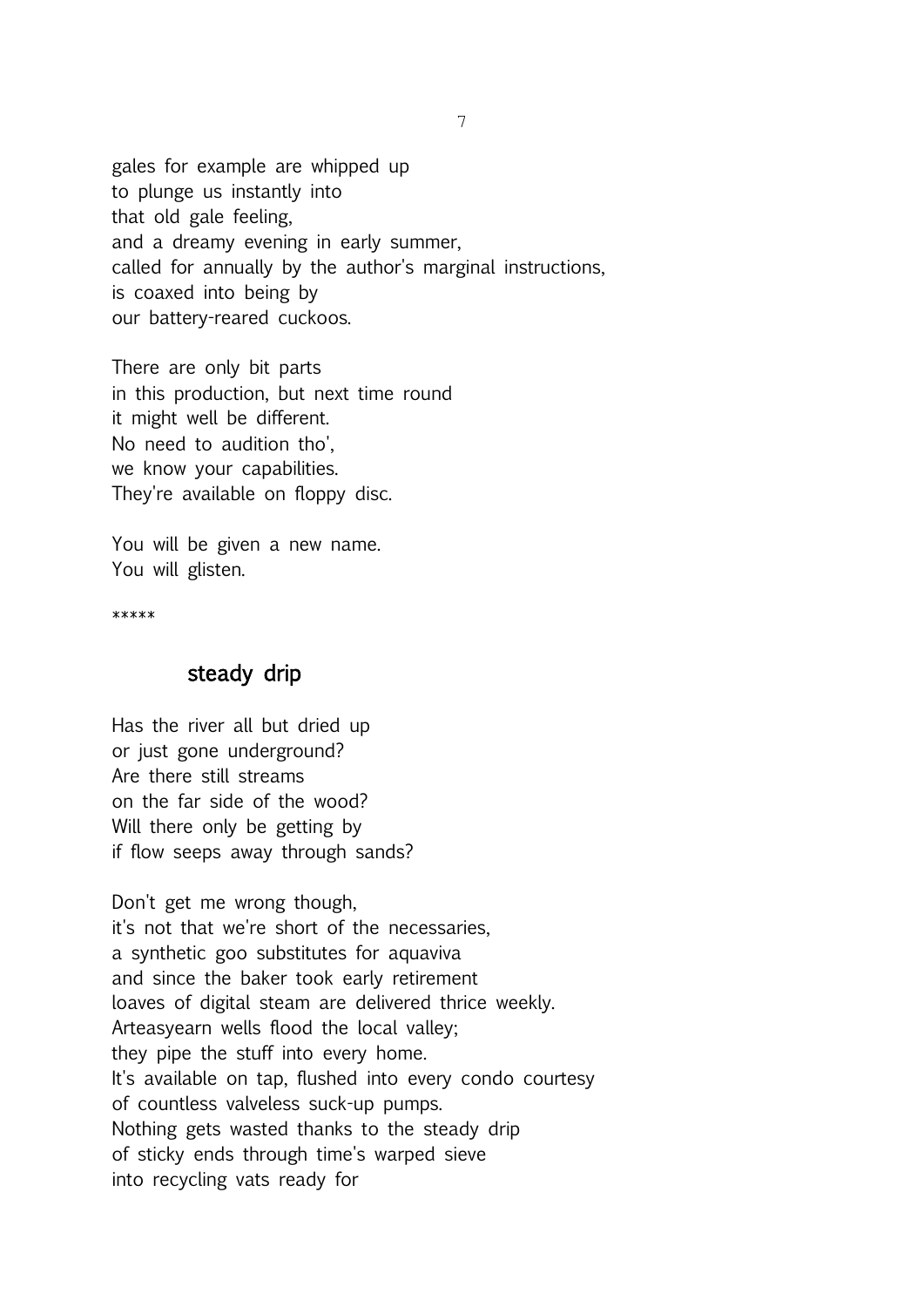gales for example are whipped up  
to plunge us instantly into  
that old gale feeling,  
and a dreamy evening in early summer,  
called for annually by the author's marginal instructions,  
is coaxed into being by  
our battery-reared cuckoos.

There are only bit parts  
in this production, but next time round  
it might well be different.  
No need to audition tho',  
we know your capabilities.  
They're available on floppy disc.

You will be given a new name.  
You will glisten.

*****

## steady drip

Has the river all but dried up  
or just gone underground?  
Are there still streams  
on the far side of the wood?  
Will there only be getting by  
if flow seeps away through sands?

Don't get me wrong though,  
it's not that we're short of the necessaries,  
a synthetic goo substitutes for aquaviva  
and since the baker took early retirement  
loaves of digital steam are delivered thrice weekly.  
Arteasyearn wells flood the local valley;  
they pipe the stuff into every home.  
It's available on tap, flushed into every condo courtesy  
of countless valveless suck-up pumps.  
Nothing gets wasted thanks to the steady drip  
of sticky ends through time's warped sieve  
into recycling vats ready for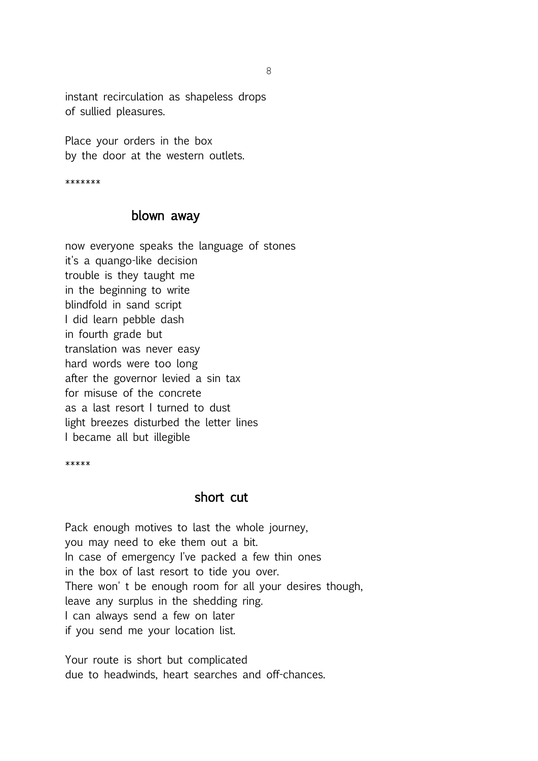instant recirculation as shapeless drops
of sullied pleasures.

Place your orders in the box
by the door at the western outlets.

*******

## blown away

now everyone speaks the language of stones
it's a quango-like decision
trouble is they taught me
in the beginning to write
blindfold in sand script
I did learn pebble dash
in fourth grade but
translation was never easy
hard words were too long
after the governor levied a sin tax
for misuse of the concrete
as a last resort I turned to dust
light breezes disturbed the letter lines
I became all but illegible

*****

## short cut

Pack enough motives to last the whole journey,
you may need to eke them out a bit.
In case of emergency I've packed a few thin ones
in the box of last resort to tide you over.
There won' t be enough room for all your desires though,
leave any surplus in the shedding ring.
I can always send a few on later
if you send me your location list.

Your route is short but complicated
due to headwinds, heart searches and off-chances.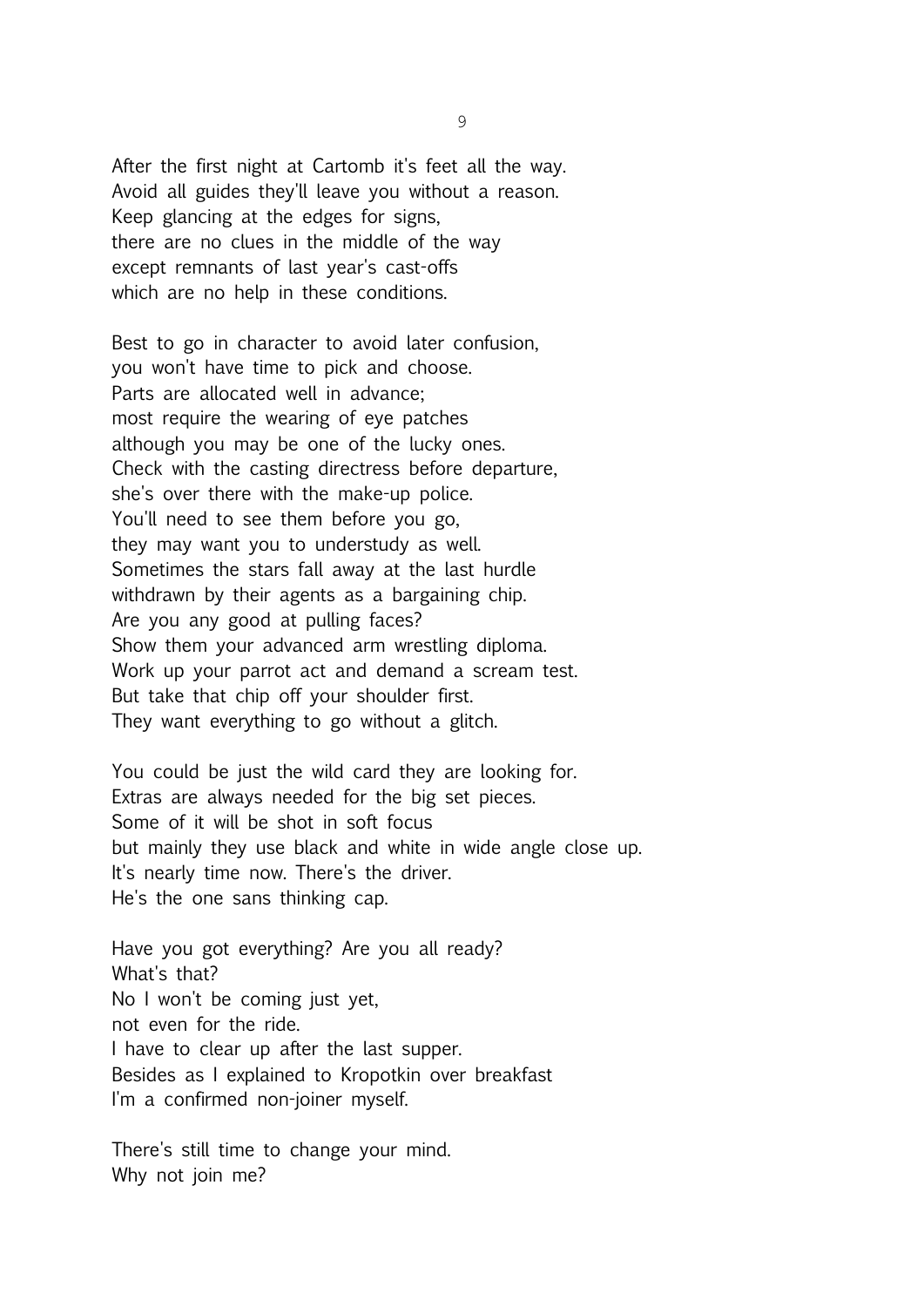After the first night at Cartomb it's feet all the way.
Avoid all guides they'll leave you without a reason.
Keep glancing at the edges for signs,
there are no clues in the middle of the way
except remnants of last year's cast-offs
which are no help in these conditions.

Best to go in character to avoid later confusion,
you won't have time to pick and choose.
Parts are allocated well in advance;
most require the wearing of eye patches
although you may be one of the lucky ones.
Check with the casting directress before departure,
she's over there with the make-up police.
You'll need to see them before you go,
they may want you to understudy as well.
Sometimes the stars fall away at the last hurdle
withdrawn by their agents as a bargaining chip.
Are you any good at pulling faces?
Show them your advanced arm wrestling diploma.
Work up your parrot act and demand a scream test.
But take that chip off your shoulder first.
They want everything to go without a glitch.

You could be just the wild card they are looking for.
Extras are always needed for the big set pieces.
Some of it will be shot in soft focus
but mainly they use black and white in wide angle close up.
It's nearly time now. There's the driver.
He's the one sans thinking cap.

Have you got everything? Are you all ready?
What's that?
No I won't be coming just yet,
not even for the ride.
I have to clear up after the last supper.
Besides as I explained to Kropotkin over breakfast
I'm a confirmed non-joiner myself.

There's still time to change your mind.
Why not join me?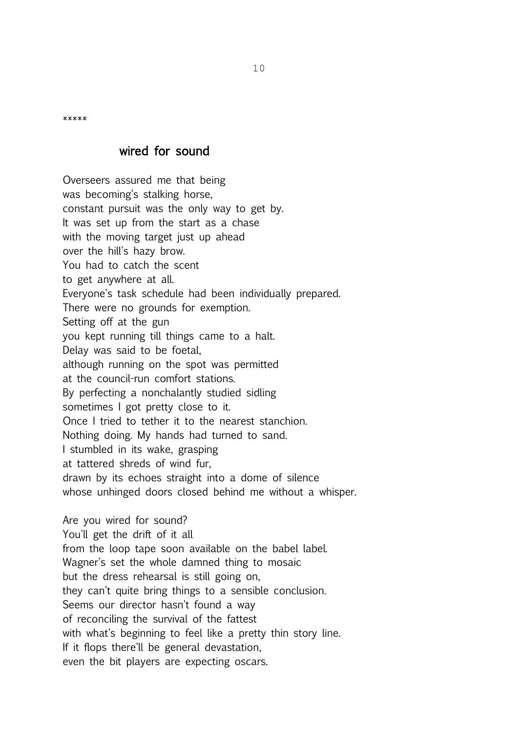*****

## wired for sound

Overseers assured me that being  
was becoming's stalking horse,  
constant pursuit was the only way to get by.  
It was set up from the start as a chase  
with the moving target just up ahead  
over the hill's hazy brow.  
You had to catch the scent  
to get anywhere at all.  
Everyone's task schedule had been individually prepared.  
There were no grounds for exemption.  
Setting off at the gun  
you kept running till things came to a halt.  
Delay was said to be foetal,  
although running on the spot was permitted  
at the council-run comfort stations.  
By perfecting a nonchalantly studied sidling  
sometimes I got pretty close to it.  
Once I tried to tether it to the nearest stanchion.  
Nothing doing. My hands had turned to sand.  
I stumbled in its wake, grasping  
at tattered shreds of wind fur,  
drawn by its echoes straight into a dome of silence  
whose unhinged doors closed behind me without a whisper.

Are you wired for sound?  
You'll get the drift of it all  
from the loop tape soon available on the babel label.  
Wagner's set the whole damned thing to mosaic  
but the dress rehearsal is still going on,  
they can't quite bring things to a sensible conclusion.  
Seems our director hasn't found a way  
of reconciling the survival of the fattest  
with what's beginning to feel like a pretty thin story line.  
If it flops there'll be general devastation,  
even the bit players are expecting oscars.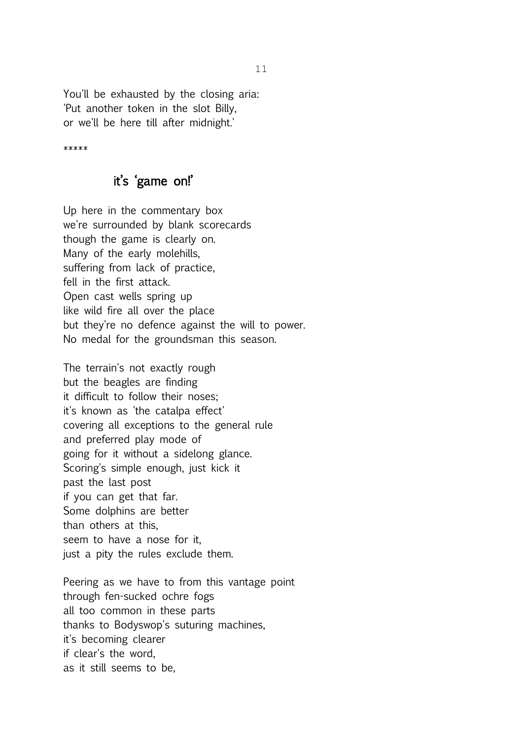You'll be exhausted by the closing aria:
'Put another token in the slot Billy,
or we'll be here till after midnight.'

*****

## it's 'game on!'

Up here in the commentary box
we're surrounded by blank scorecards
though the game is clearly on.
Many of the early molehills,
suffering from lack of practice,
fell in the first attack.
Open cast wells spring up
like wild fire all over the place
but they're no defence against the will to power.
No medal for the groundsman this season.

The terrain's not exactly rough
but the beagles are finding
it difficult to follow their noses;
it's known as 'the catalpa effect'
covering all exceptions to the general rule
and preferred play mode of
going for it without a sidelong glance.
Scoring's simple enough, just kick it
past the last post
if you can get that far.
Some dolphins are better
than others at this,
seem to have a nose for it,
just a pity the rules exclude them.

Peering as we have to from this vantage point
through fen-sucked ochre fogs
all too common in these parts
thanks to Bodyswop's suturing machines,
it's becoming clearer
if clear's the word,
as it still seems to be,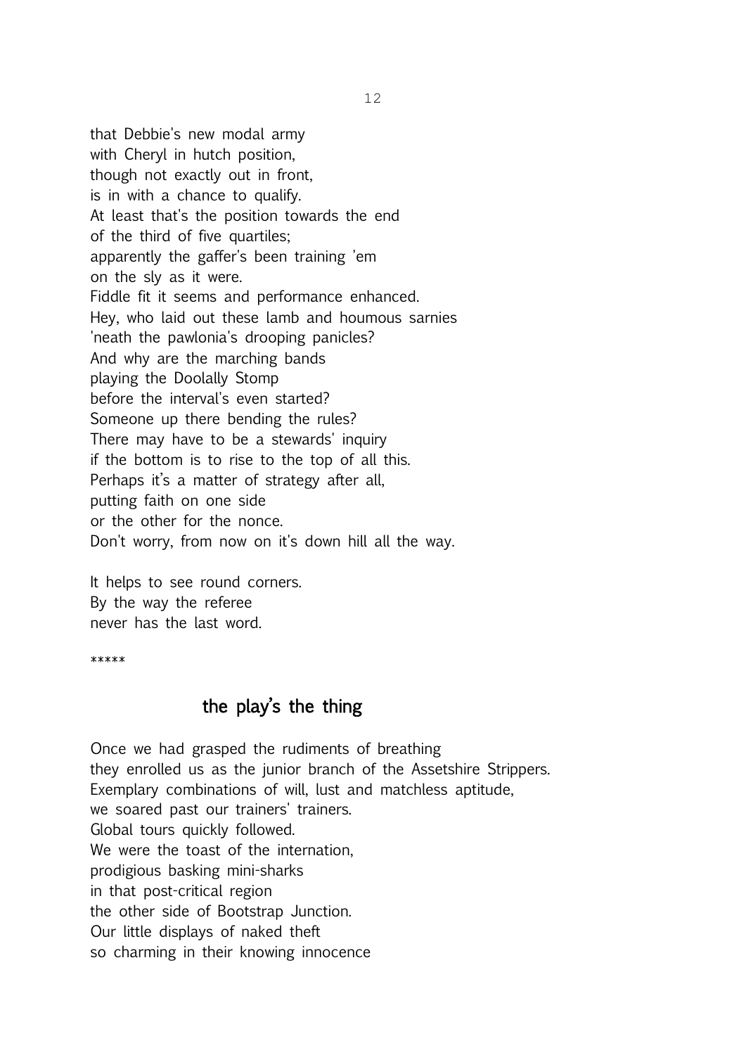that Debbie's new modal army
with Cheryl in hutch position,
though not exactly out in front,
is in with a chance to qualify.
At least that's the position towards the end
of the third of five quartiles;
apparently the gaffer's been training 'em
on the sly as it were.
Fiddle fit it seems and performance enhanced.
Hey, who laid out these lamb and houmous sarnies
'neath the pawlonia's drooping panicles?
And why are the marching bands
playing the Doolally Stomp
before the interval's even started?
Someone up there bending the rules?
There may have to be a stewards' inquiry
if the bottom is to rise to the top of all this.
Perhaps it's a matter of strategy after all,
putting faith on one side
or the other for the nonce.
Don't worry, from now on it's down hill all the way.

It helps to see round corners.
By the way the referee
never has the last word.

*****

## the play's the thing

Once we had grasped the rudiments of breathing
they enrolled us as the junior branch of the Assetshire Strippers.
Exemplary combinations of will, lust and matchless aptitude,
we soared past our trainers' trainers.
Global tours quickly followed.
We were the toast of the internation,
prodigious basking mini-sharks
in that post-critical region
the other side of Bootstrap Junction.
Our little displays of naked theft
so charming in their knowing innocence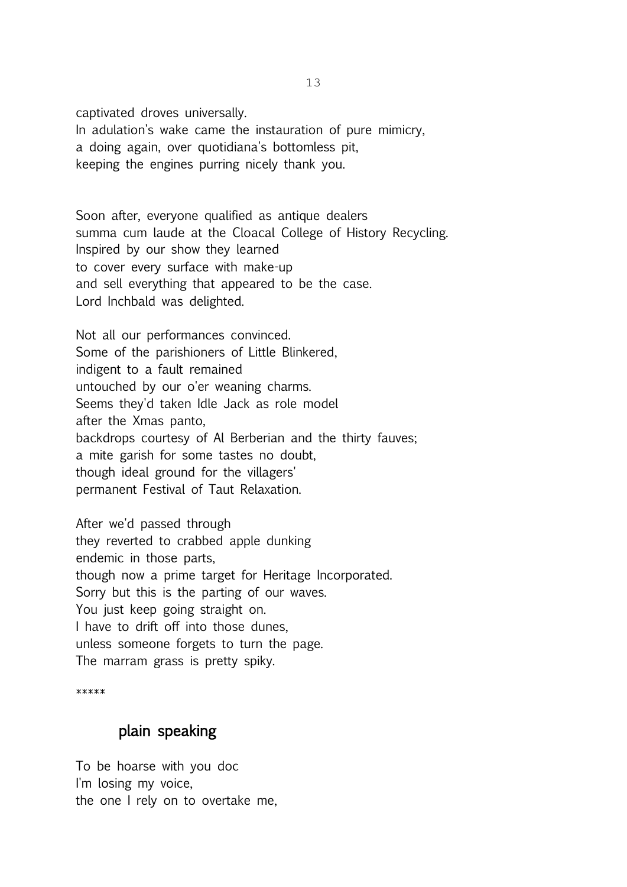captivated droves universally.  
In adulation's wake came the instauration of pure mimicry,  
a doing again, over quotidiana's bottomless pit,  
keeping the engines purring nicely thank you.

Soon after, everyone qualified as antique dealers  
summa cum laude at the Cloacal College of History Recycling.  
Inspired by our show they learned  
to cover every surface with make-up  
and sell everything that appeared to be the case.  
Lord Inchbald was delighted.

Not all our performances convinced.  
Some of the parishioners of Little Blinkered,  
indigent to a fault remained  
untouched by our o'er weaning charms.  
Seems they'd taken Idle Jack as role model  
after the Xmas panto,  
backdrops courtesy of Al Berberian and the thirty fauves;  
a mite garish for some tastes no doubt,  
though ideal ground for the villagers'  
permanent Festival of Taut Relaxation.

After we'd passed through  
they reverted to crabbed apple dunking  
endemic in those parts,  
though now a prime target for Heritage Incorporated.  
Sorry but this is the parting of our waves.  
You just keep going straight on.  
I have to drift off into those dunes,  
unless someone forgets to turn the page.  
The marram grass is pretty spiky.

*****

## plain speaking

To be hoarse with you doc  
I'm losing my voice,  
the one I rely on to overtake me,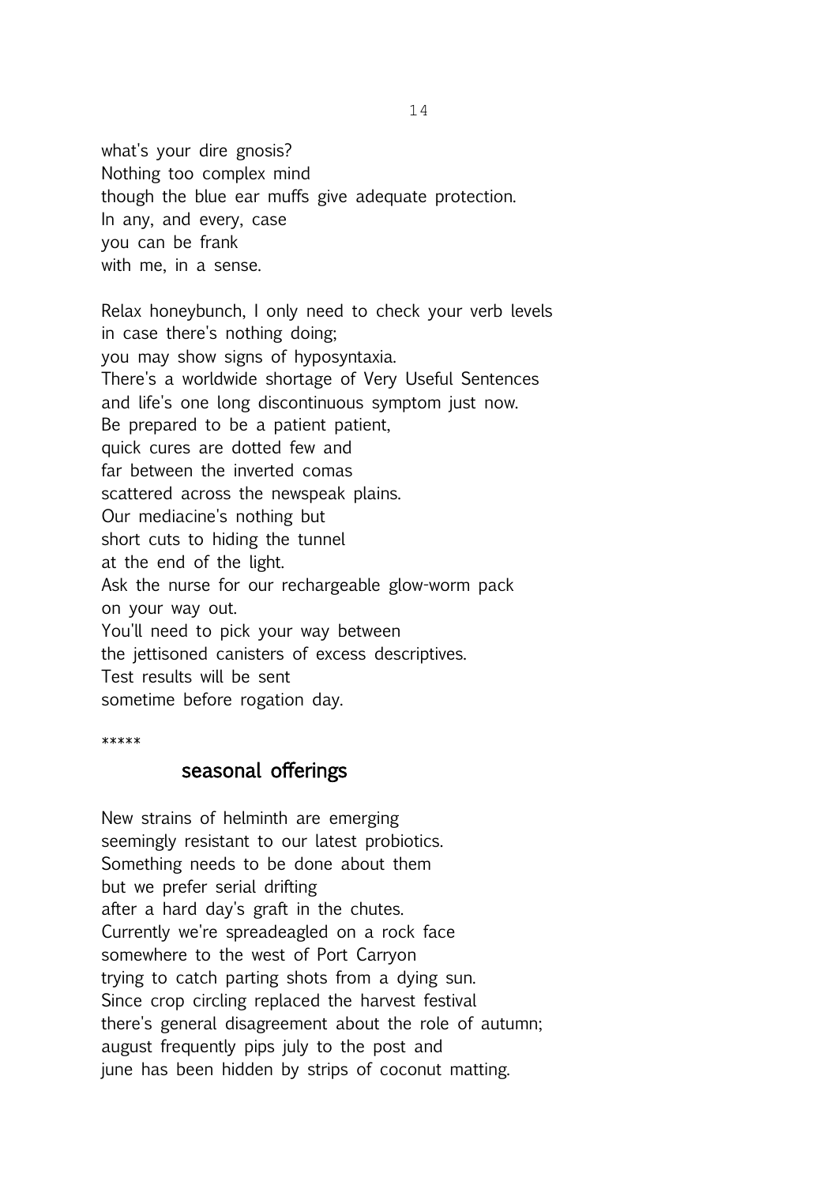what's your dire gnosis?
Nothing too complex mind
though the blue ear muffs give adequate protection.
In any, and every, case
you can be frank
with me, in a sense.

Relax honeybunch, I only need to check your verb levels
in case there's nothing doing;
you may show signs of hyposyntaxia.
There's a worldwide shortage of Very Useful Sentences
and life's one long discontinuous symptom just now.
Be prepared to be a patient patient,
quick cures are dotted few and
far between the inverted comas
scattered across the newspeak plains.
Our mediacine's nothing but
short cuts to hiding the tunnel
at the end of the light.
Ask the nurse for our rechargeable glow-worm pack
on your way out.
You'll need to pick your way between
the jettisoned canisters of excess descriptives.
Test results will be sent
sometime before rogation day.

*****

## seasonal offerings

New strains of helminth are emerging
seemingly resistant to our latest probiotics.
Something needs to be done about them
but we prefer serial drifting
after a hard day's graft in the chutes.
Currently we're spreadeagled on a rock face
somewhere to the west of Port Carryon
trying to catch parting shots from a dying sun.
Since crop circling replaced the harvest festival
there's general disagreement about the role of autumn;
august frequently pips july to the post and
june has been hidden by strips of coconut matting.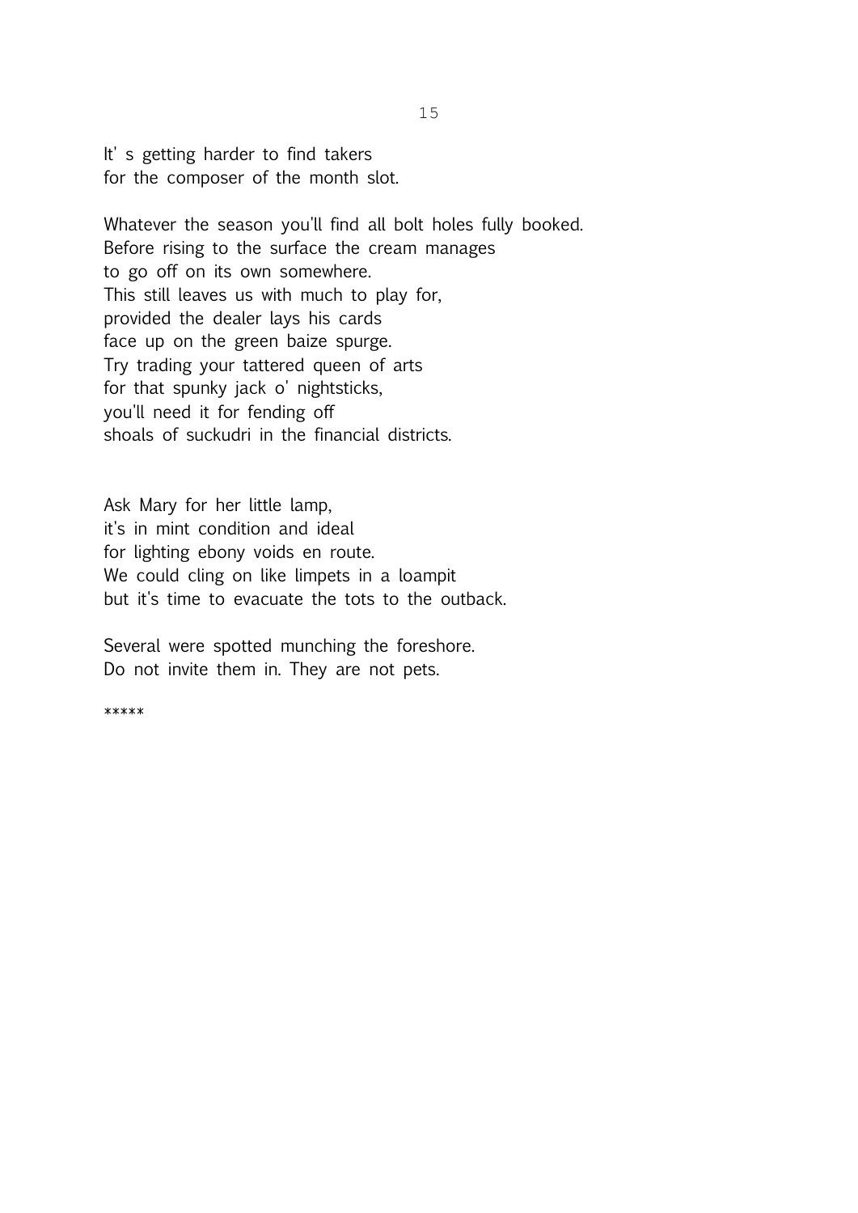It' s getting harder to find takers
for the composer of the month slot.

Whatever the season you'll find all bolt holes fully booked.
Before rising to the surface the cream manages
to go off on its own somewhere.
This still leaves us with much to play for,
provided the dealer lays his cards
face up on the green baize spurge.
Try trading your tattered queen of arts
for that spunky jack o' nightsticks,
you'll need it for fending off
shoals of suckudri in the financial districts.

Ask Mary for her little lamp,
it's in mint condition and ideal
for lighting ebony voids en route.
We could cling on like limpets in a loampit
but it's time to evacuate the tots to the outback.

Several were spotted munching the foreshore.
Do not invite them in. They are not pets.

*****